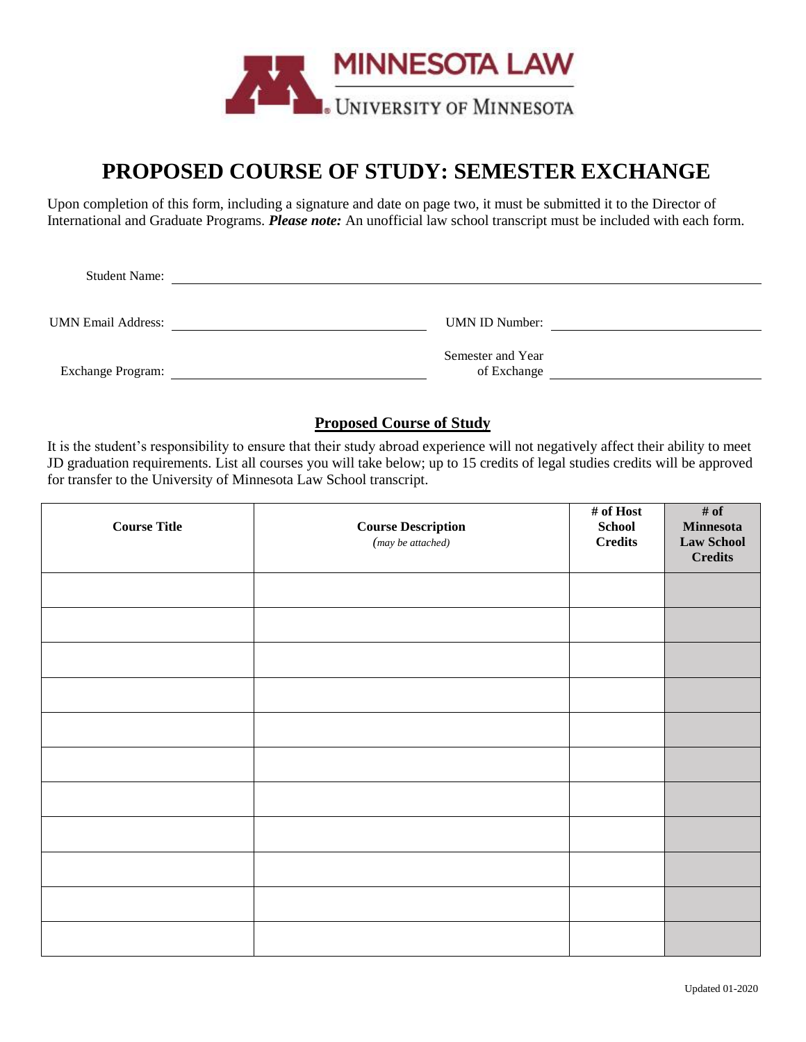MINNESOTA LAW
UNIVERSITY OF MINNESOTA

# PROPOSED COURSE OF STUDY: SEMESTER EXCHANGE

Upon completion of this form, including a signature and date on page two, it must be submitted it to the Director of International and Graduate Programs. ***Please note:*** An unofficial law school transcript must be included with each form.

Student Name: ______________________________________________

UMN Email Address: ______________________ UMN ID Number: ______________________

Exchange Program: ______________________ Semester and Year of Exchange ______________________

## Proposed Course of Study

It is the student's responsibility to ensure that their study abroad experience will not negatively affect their ability to meet JD graduation requirements. List all courses you will take below; up to 15 credits of legal studies credits will be approved for transfer to the University of Minnesota Law School transcript.

| **Course Title** | **Course Description** *(may be attached)* | **# of Host School Credits** | **# of Minnesota Law School Credits** |
|---|---|---|---|
| | | | |
| | | | |
| | | | |
| | | | |
| | | | |
| | | | |
| | | | |
| | | | |
| | | | |
| | | | |
| | | | |

Updated 01-2020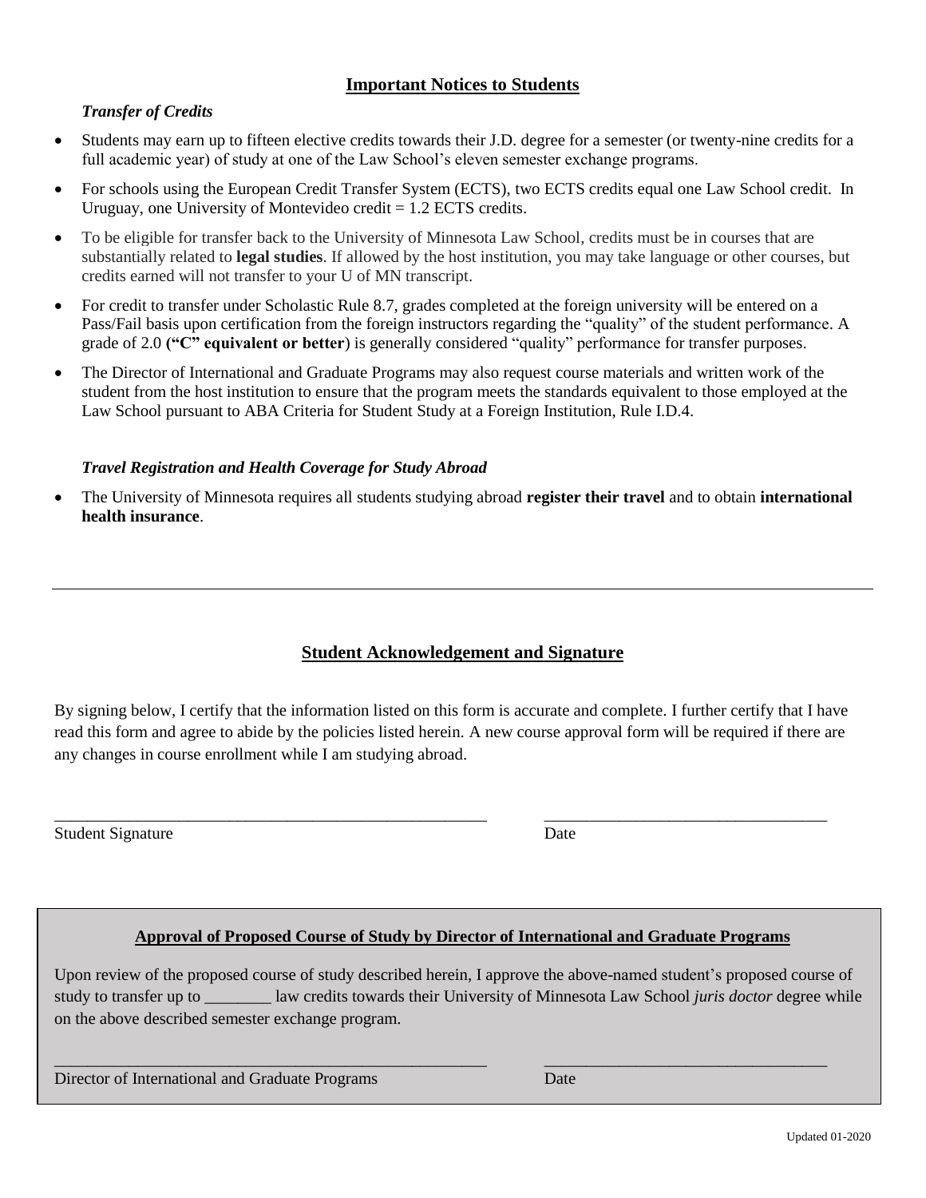## Important Notices to Students

### *Transfer of Credits*

- Students may earn up to fifteen elective credits towards their J.D. degree for a semester (or twenty-nine credits for a full academic year) of study at one of the Law School's eleven semester exchange programs.
- For schools using the European Credit Transfer System (ECTS), two ECTS credits equal one Law School credit. In Uruguay, one University of Montevideo credit = 1.2 ECTS credits.
- To be eligible for transfer back to the University of Minnesota Law School, credits must be in courses that are substantially related to **legal studies**. If allowed by the host institution, you may take language or other courses, but credits earned will not transfer to your U of MN transcript.
- For credit to transfer under Scholastic Rule 8.7, grades completed at the foreign university will be entered on a Pass/Fail basis upon certification from the foreign instructors regarding the "quality" of the student performance. A grade of 2.0 **("C" equivalent or better**) is generally considered "quality" performance for transfer purposes.
- The Director of International and Graduate Programs may also request course materials and written work of the student from the host institution to ensure that the program meets the standards equivalent to those employed at the Law School pursuant to ABA Criteria for Student Study at a Foreign Institution, Rule I.D.4.

### *Travel Registration and Health Coverage for Study Abroad*

- The University of Minnesota requires all students studying abroad **register their travel** and to obtain **international health insurance**.

---

## Student Acknowledgement and Signature

By signing below, I certify that the information listed on this form is accurate and complete. I further certify that I have read this form and agree to abide by the policies listed herein. A new course approval form will be required if there are any changes in course enrollment while I am studying abroad.

_______________________________________________________ ___________________________________

Student Signature Date

### Approval of Proposed Course of Study by Director of International and Graduate Programs

Upon review of the proposed course of study described herein, I approve the above-named student's proposed course of study to transfer up to ________ law credits towards their University of Minnesota Law School *juris doctor* degree while on the above described semester exchange program.

_______________________________________________________ ___________________________________

Director of International and Graduate Programs Date

Updated 01-2020